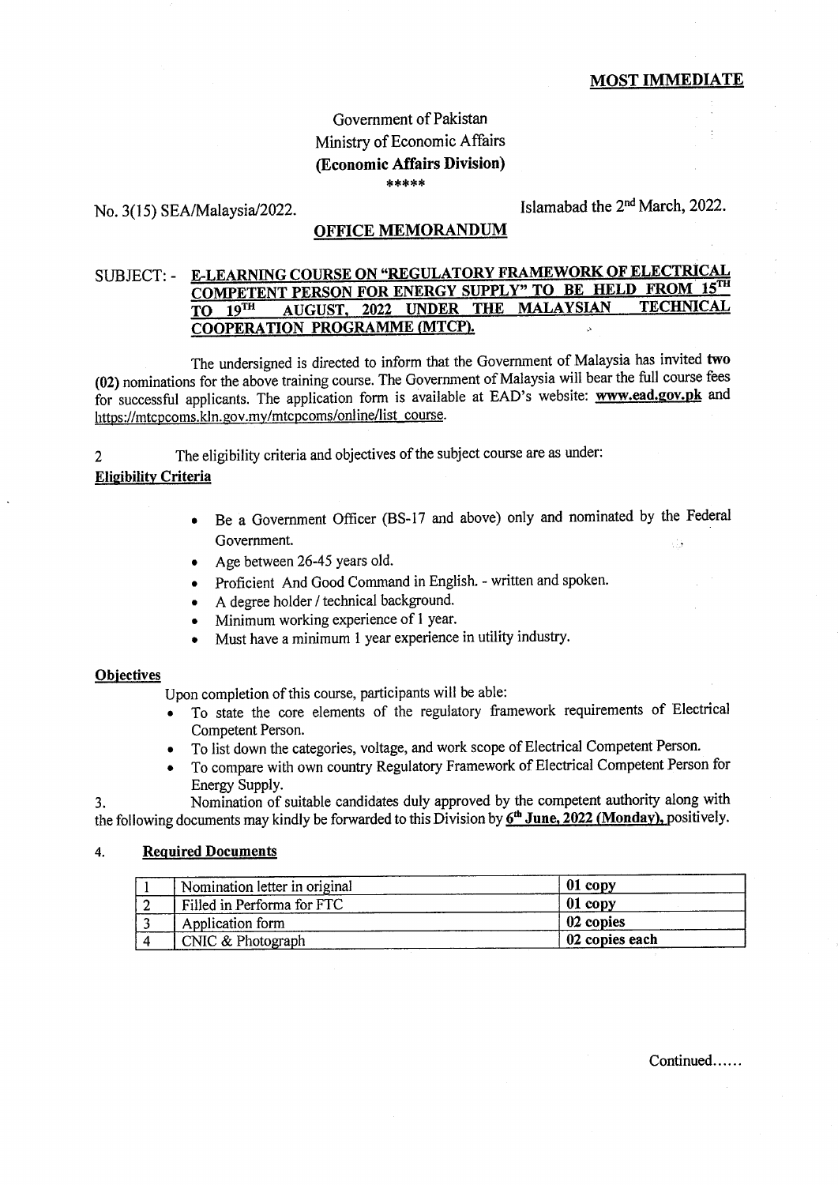**MOST IMMEDIATE**

Government of Pakistan
Ministry of Economic Affairs
**(Economic Affairs Division)**
\*\*\*\*\*

No. 3(15) SEA/Malaysia/2022. Islamabad the 2nd March, 2022.

## OFFICE MEMORANDUM

SUBJECT: - **E-LEARNING COURSE ON "REGULATORY FRAMEWORK OF ELECTRICAL COMPETENT PERSON FOR ENERGY SUPPLY" TO BE HELD FROM 15TH TO 19TH AUGUST, 2022 UNDER THE MALAYSIAN TECHNICAL COOPERATION PROGRAMME (MTCP).**

The undersigned is directed to inform that the Government of Malaysia has invited **two (02)** nominations for the above training course. The Government of Malaysia will bear the full course fees for successful applicants. The application form is available at EAD's website: **www.ead.gov.pk** and https://mtcpcoms.kln.gov.my/mtcpcoms/online/list_course.

2 The eligibility criteria and objectives of the subject course are as under:

**Eligibility Criteria**

- Be a Government Officer (BS-17 and above) only and nominated by the Federal Government.
- Age between 26-45 years old.
- Proficient And Good Command in English. - written and spoken.
- A degree holder / technical background.
- Minimum working experience of 1 year.
- Must have a minimum 1 year experience in utility industry.

**Objectives**

Upon completion of this course, participants will be able:

- To state the core elements of the regulatory framework requirements of Electrical Competent Person.
- To list down the categories, voltage, and work scope of Electrical Competent Person.
- To compare with own country Regulatory Framework of Electrical Competent Person for Energy Supply.

3. Nomination of suitable candidates duly approved by the competent authority along with the following documents may kindly be forwarded to this Division by **6th June, 2022 (Monday),** positively.

4. **Required Documents**

| | | |
|---|---|---|
| 1 | Nomination letter in original | **01 copy** |
| 2 | Filled in Performa for FTC | **01 copy** |
| 3 | Application form | **02 copies** |
| 4 | CNIC & Photograph | **02 copies each** |

Continued……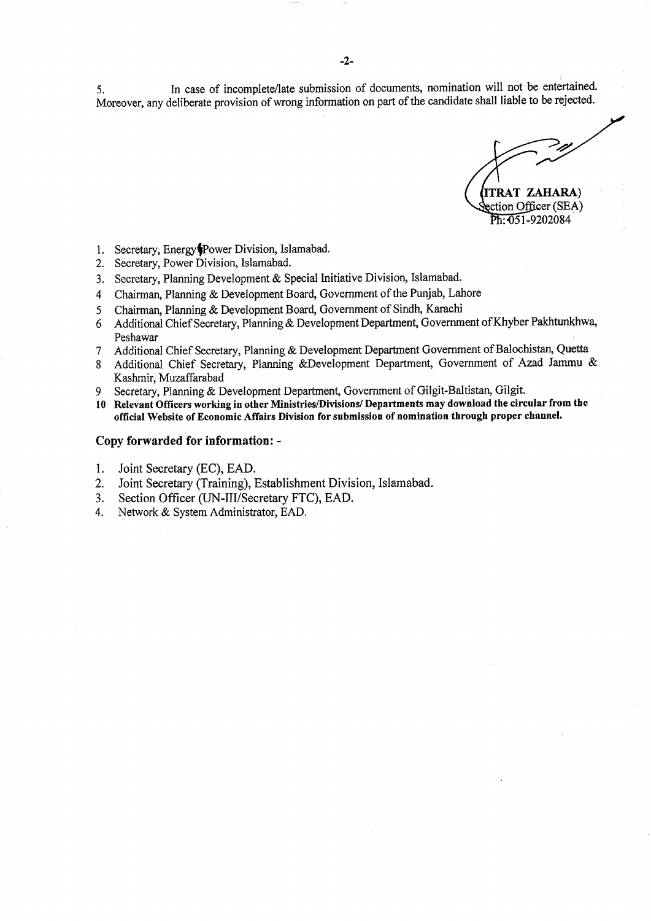5. In case of incomplete/late submission of documents, nomination will not be entertained. Moreover, any deliberate provision of wrong information on part of the candidate shall liable to be rejected.

(ITRAT ZAHARA)
Section Officer (SEA)
Ph: 051-9202084

1. Secretary, Energy/Power Division, Islamabad.
2. Secretary, Power Division, Islamabad.
3. Secretary, Planning Development & Special Initiative Division, Islamabad.
4. Chairman, Planning & Development Board, Government of the Punjab, Lahore
5. Chairman, Planning & Development Board, Government of Sindh, Karachi
6. Additional Chief Secretary, Planning & Development Department, Government of Khyber Pakhtunkhwa, Peshawar
7. Additional Chief Secretary, Planning & Development Department Government of Balochistan, Quetta
8. Additional Chief Secretary, Planning &Development Department, Government of Azad Jammu & Kashmir, Muzaffarabad
9. Secretary, Planning & Development Department, Government of Gilgit-Baltistan, Gilgit.
10. **Relevant Officers working in other Ministries/Divisions/ Departments may download the circular from the official Website of Economic Affairs Division for submission of nomination through proper channel.**

**Copy forwarded for information: -**

1. Joint Secretary (EC), EAD.
2. Joint Secretary (Training), Establishment Division, Islamabad.
3. Section Officer (UN-III/Secretary FTC), EAD.
4. Network & System Administrator, EAD.